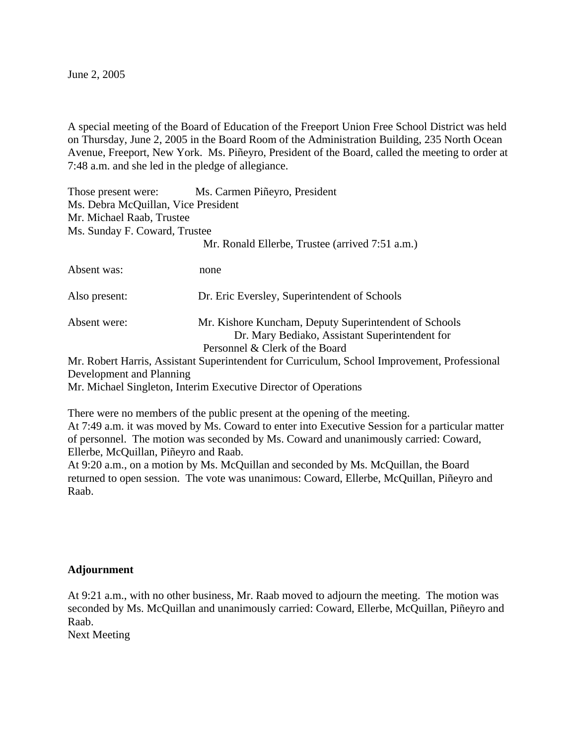June 2, 2005

A special meeting of the Board of Education of the Freeport Union Free School District was held on Thursday, June 2, 2005 in the Board Room of the Administration Building, 235 North Ocean Avenue, Freeport, New York. Ms. Piñeyro, President of the Board, called the meeting to order at 7:48 a.m. and she led in the pledge of allegiance.

Those present were: Ms. Carmen Piñeyro, President
Ms. Debra McQuillan, Vice President
Mr. Michael Raab, Trustee
Ms. Sunday F. Coward, Trustee
Mr. Ronald Ellerbe, Trustee (arrived 7:51 a.m.)

Absent was: none

Also present: Dr. Eric Eversley, Superintendent of Schools

Absent were: Mr. Kishore Kuncham, Deputy Superintendent of Schools
Dr. Mary Bediako, Assistant Superintendent for Personnel & Clerk of the Board
Mr. Robert Harris, Assistant Superintendent for Curriculum, School Improvement, Professional Development and Planning
Mr. Michael Singleton, Interim Executive Director of Operations

There were no members of the public present at the opening of the meeting.
At 7:49 a.m. it was moved by Ms. Coward to enter into Executive Session for a particular matter of personnel. The motion was seconded by Ms. Coward and unanimously carried: Coward, Ellerbe, McQuillan, Piñeyro and Raab.
At 9:20 a.m., on a motion by Ms. McQuillan and seconded by Ms. McQuillan, the Board returned to open session. The vote was unanimous: Coward, Ellerbe, McQuillan, Piñeyro and Raab.

**Adjournment**

At 9:21 a.m., with no other business, Mr. Raab moved to adjourn the meeting. The motion was seconded by Ms. McQuillan and unanimously carried: Coward, Ellerbe, McQuillan, Piñeyro and Raab.
Next Meeting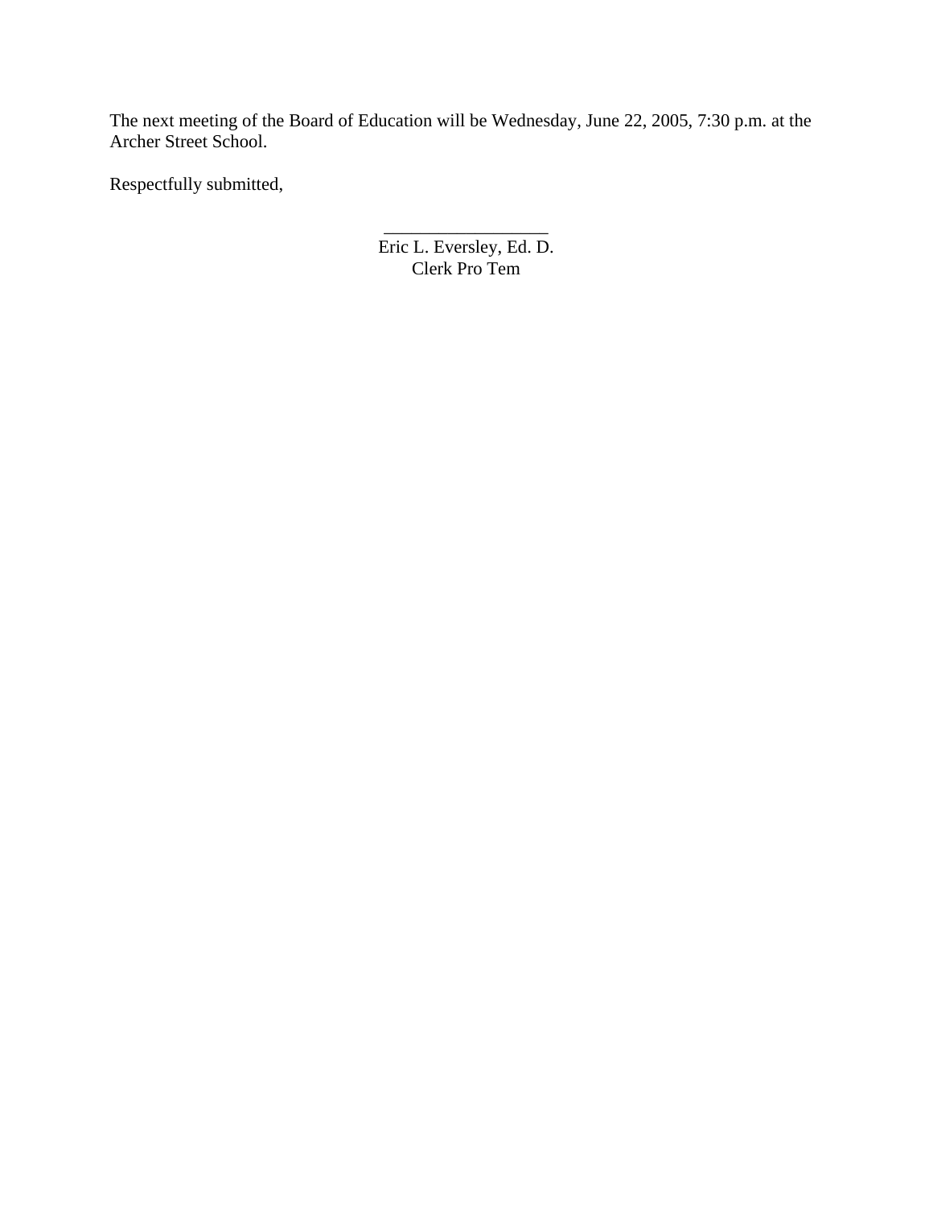The next meeting of the Board of Education will be Wednesday, June 22, 2005, 7:30 p.m. at the Archer Street School.

Respectfully submitted,

\_\_\_\_\_\_\_\_\_\_\_\_\_\_\_\_\_\_

Eric L. Eversley, Ed. D.
Clerk Pro Tem